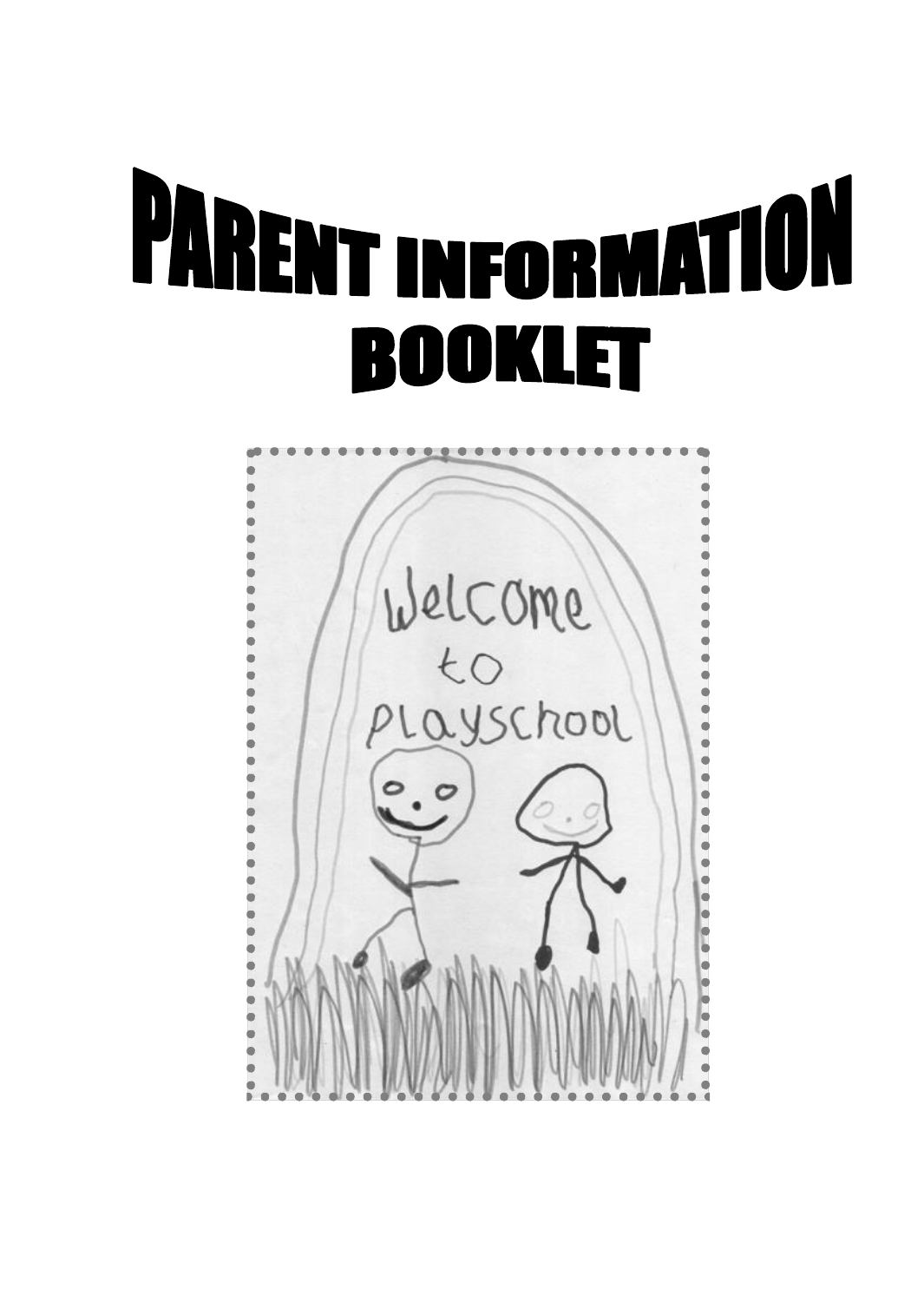# PARENT INFORMATION BOOKLET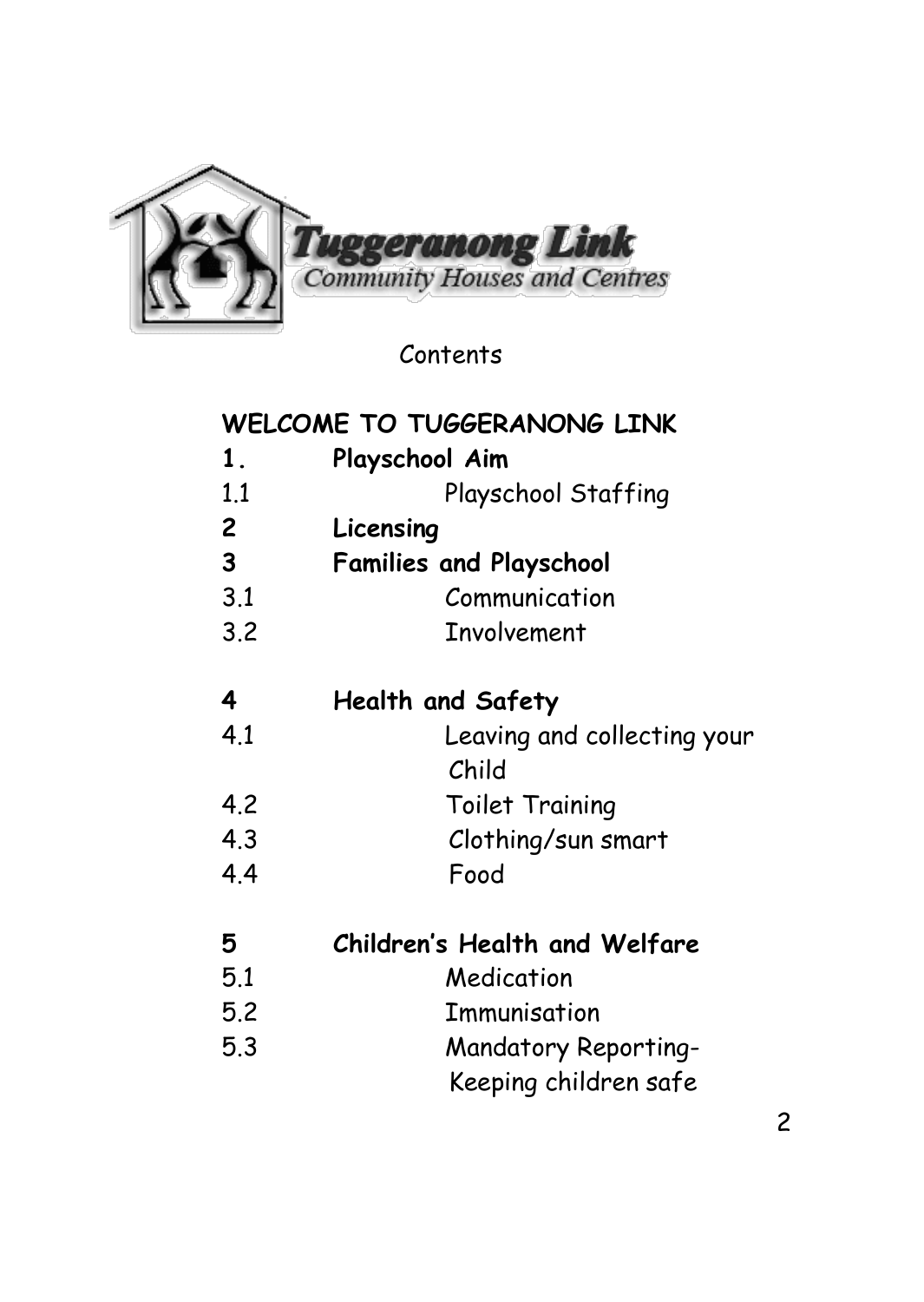Tuggeranong Link
Community Houses and Centres

Contents

**WELCOME TO TUGGERANONG LINK**

**1. Playschool Aim**

1.1 Playschool Staffing

**2 Licensing**

**3 Families and Playschool**

3.1 Communication

3.2 Involvement

**4 Health and Safety**

4.1 Leaving and collecting your Child

4.2 Toilet Training

4.3 Clothing/sun smart

4.4 Food

**5 Children's Health and Welfare**

5.1 Medication

5.2 Immunisation

5.3 Mandatory Reporting- Keeping children safe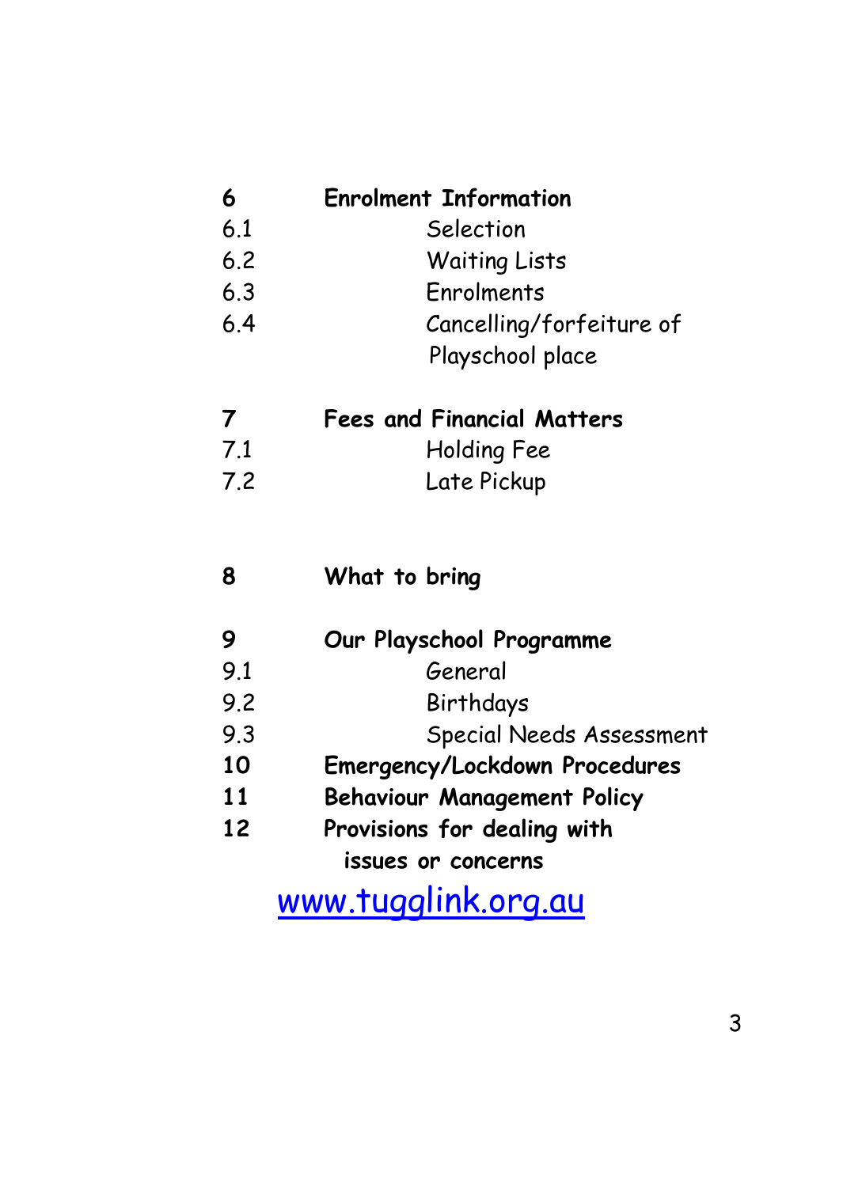| | |
|---|---|
| **6** | **Enrolment Information** |
| 6.1 | Selection |
| 6.2 | Waiting Lists |
| 6.3 | Enrolments |
| 6.4 | Cancelling/forfeiture of Playschool place |
| **7** | **Fees and Financial Matters** |
| 7.1 | Holding Fee |
| 7.2 | Late Pickup |
| **8** | **What to bring** |
| **9** | **Our Playschool Programme** |
| 9.1 | General |
| 9.2 | Birthdays |
| 9.3 | Special Needs Assessment |
| **10** | **Emergency/Lockdown Procedures** |
| **11** | **Behaviour Management Policy** |
| **12** | **Provisions for dealing with issues or concerns** |

www.tugglink.org.au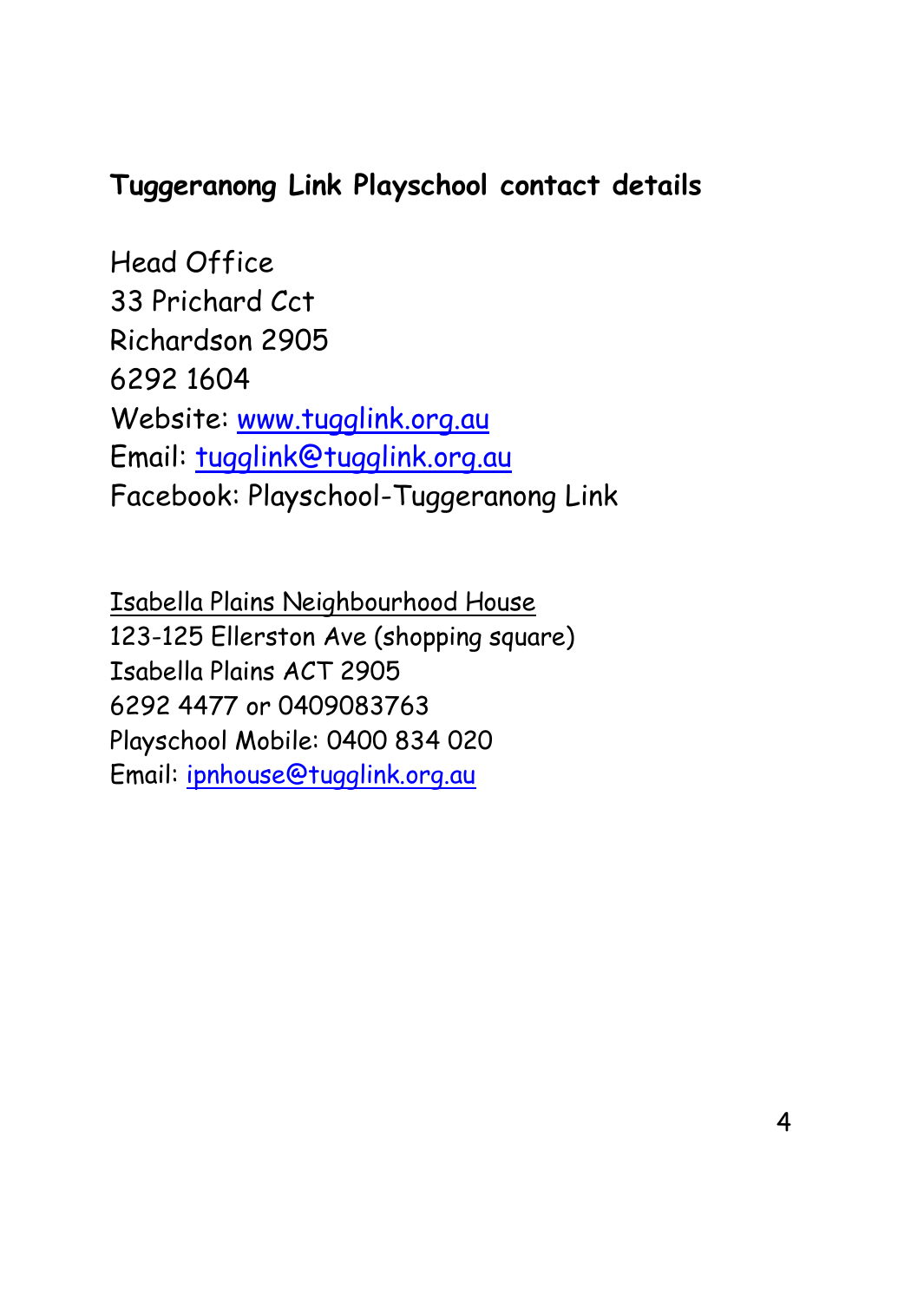## Tuggeranong Link Playschool contact details

Head Office
33 Prichard Cct
Richardson 2905
6292 1604
Website: www.tugglink.org.au
Email: tugglink@tugglink.org.au
Facebook: Playschool-Tuggeranong Link

Isabella Plains Neighbourhood House
123-125 Ellerston Ave (shopping square)
Isabella Plains ACT 2905
6292 4477 or 0409083763
Playschool Mobile: 0400 834 020
Email: ipnhouse@tugglink.org.au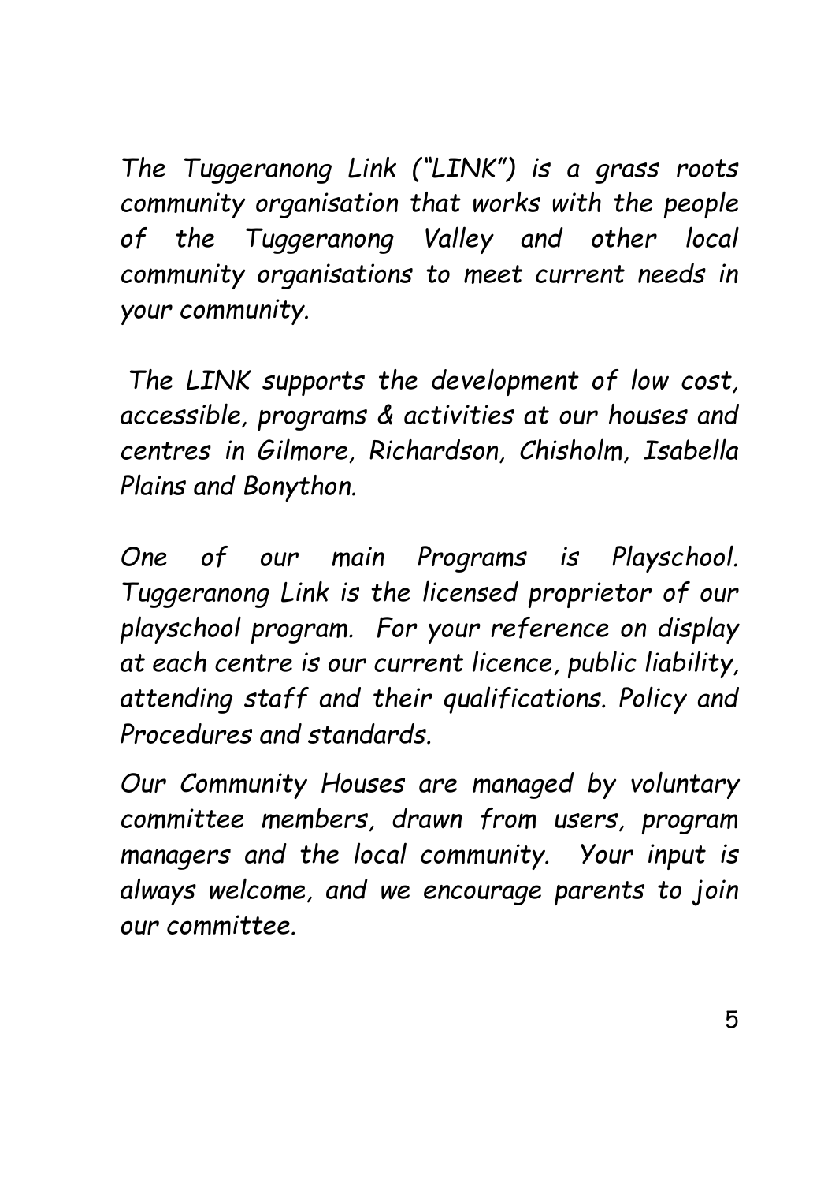*The Tuggeranong Link ("LINK") is a grass roots community organisation that works with the people of the Tuggeranong Valley and other local community organisations to meet current needs in your community.*

*The LINK supports the development of low cost, accessible, programs & activities at our houses and centres in Gilmore, Richardson, Chisholm, Isabella Plains and Bonython.*

*One of our main Programs is Playschool. Tuggeranong Link is the licensed proprietor of our playschool program. For your reference on display at each centre is our current licence, public liability, attending staff and their qualifications. Policy and Procedures and standards.*

*Our Community Houses are managed by voluntary committee members, drawn from users, program managers and the local community. Your input is always welcome, and we encourage parents to join our committee.*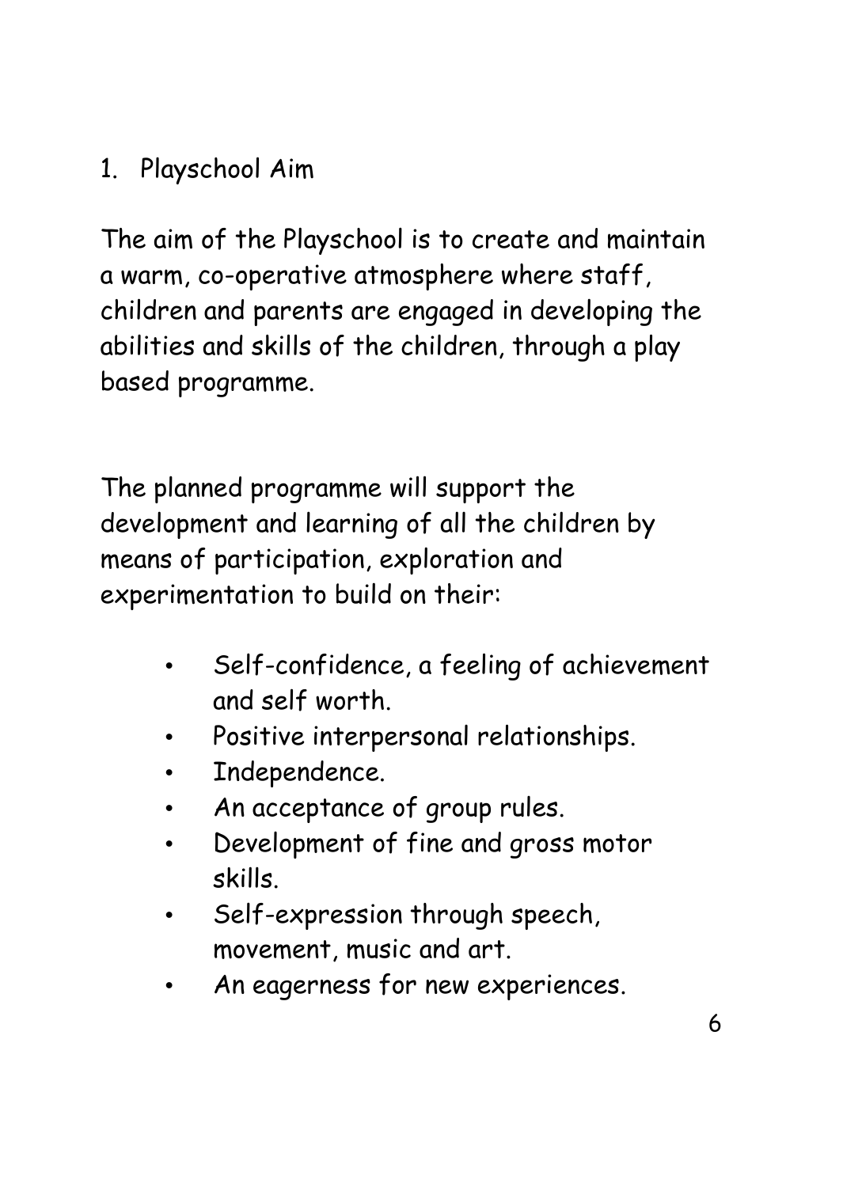## 1. Playschool Aim

The aim of the Playschool is to create and maintain a warm, co-operative atmosphere where staff, children and parents are engaged in developing the abilities and skills of the children, through a play based programme.

The planned programme will support the development and learning of all the children by means of participation, exploration and experimentation to build on their:

- Self-confidence, a feeling of achievement and self worth.
- Positive interpersonal relationships.
- Independence.
- An acceptance of group rules.
- Development of fine and gross motor skills.
- Self-expression through speech, movement, music and art.
- An eagerness for new experiences.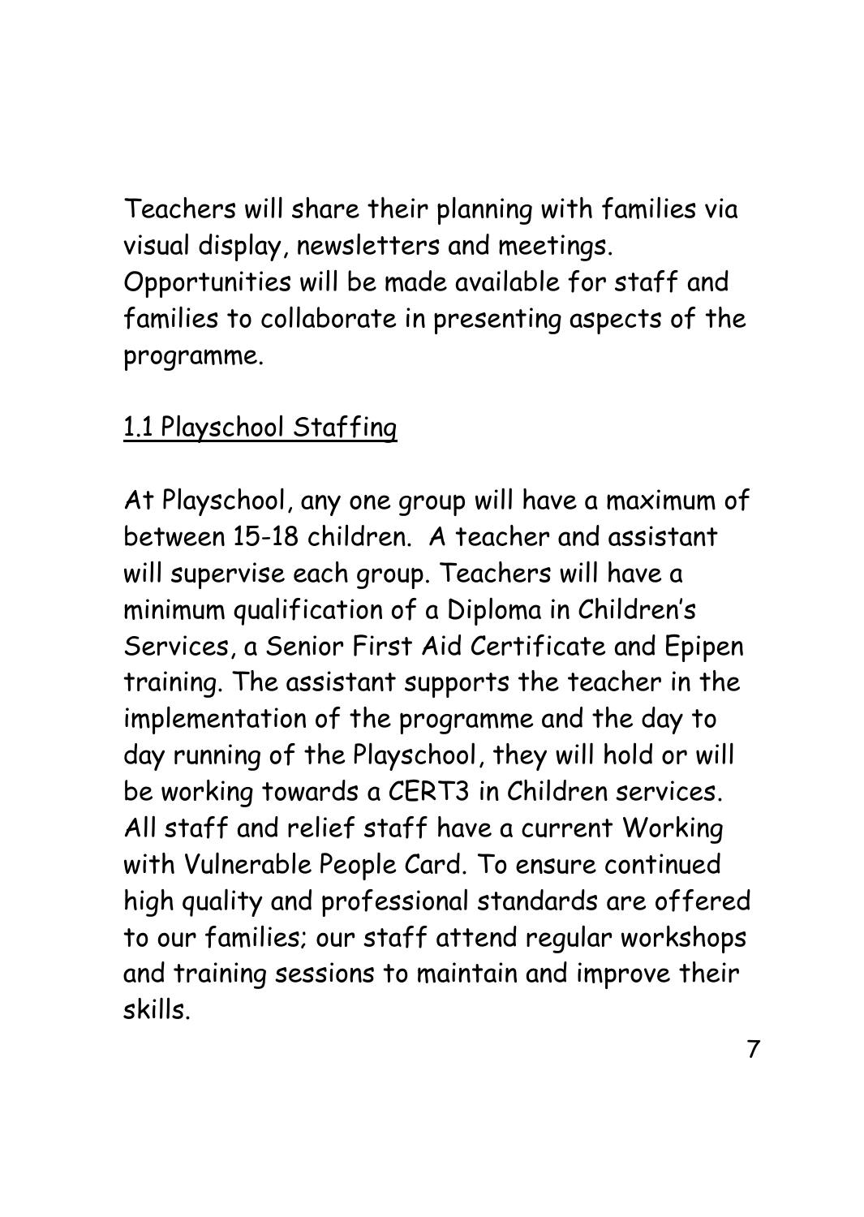Teachers will share their planning with families via visual display, newsletters and meetings. Opportunities will be made available for staff and families to collaborate in presenting aspects of the programme.

## 1.1 Playschool Staffing

At Playschool, any one group will have a maximum of between 15-18 children. A teacher and assistant will supervise each group. Teachers will have a minimum qualification of a Diploma in Children's Services, a Senior First Aid Certificate and Epipen training. The assistant supports the teacher in the implementation of the programme and the day to day running of the Playschool, they will hold or will be working towards a CERT3 in Children services. All staff and relief staff have a current Working with Vulnerable People Card. To ensure continued high quality and professional standards are offered to our families; our staff attend regular workshops and training sessions to maintain and improve their skills.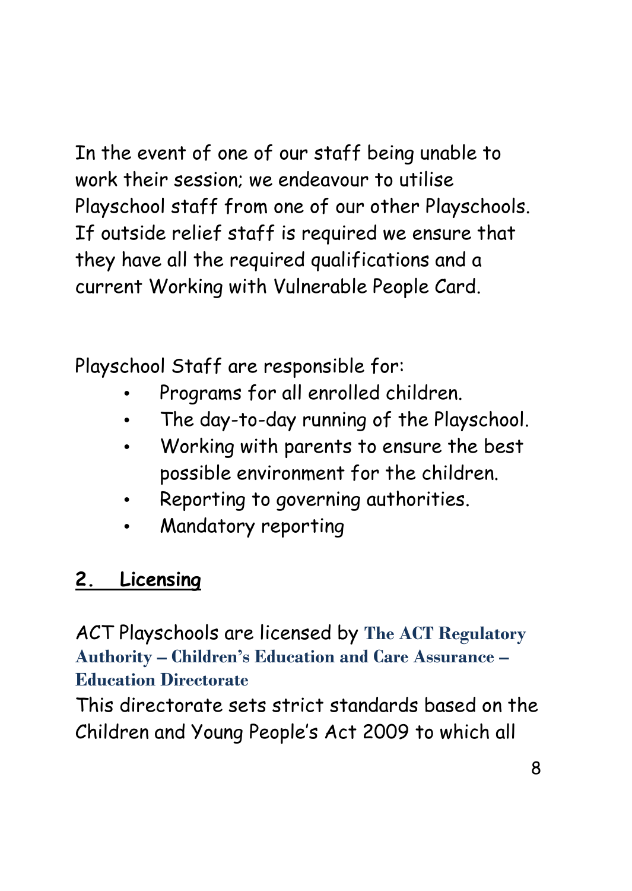In the event of one of our staff being unable to work their session; we endeavour to utilise Playschool staff from one of our other Playschools. If outside relief staff is required we ensure that they have all the required qualifications and a current Working with Vulnerable People Card.

Playschool Staff are responsible for:

- Programs for all enrolled children.
- The day-to-day running of the Playschool.
- Working with parents to ensure the best possible environment for the children.
- Reporting to governing authorities.
- Mandatory reporting

## 2. Licensing

ACT Playschools are licensed by **The ACT Regulatory Authority – Children's Education and Care Assurance – Education Directorate**

This directorate sets strict standards based on the Children and Young People's Act 2009 to which all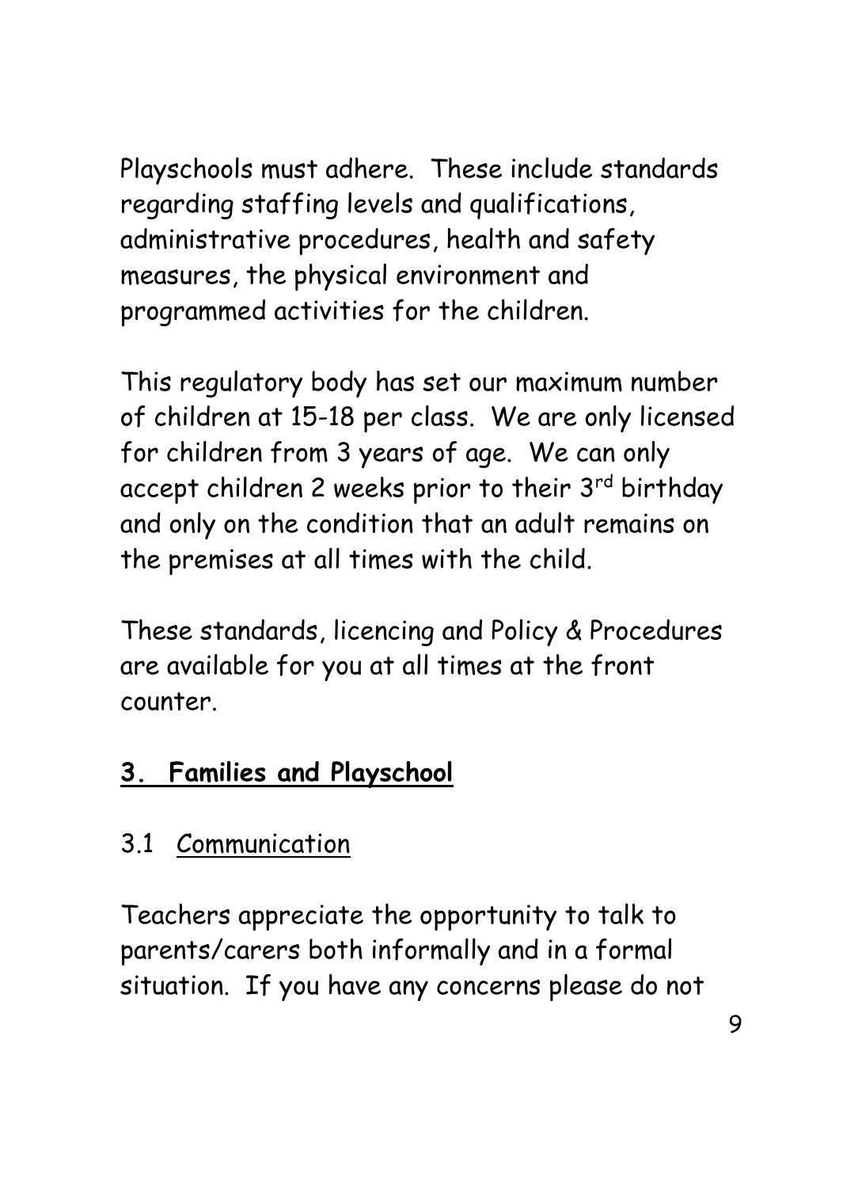Playschools must adhere. These include standards regarding staffing levels and qualifications, administrative procedures, health and safety measures, the physical environment and programmed activities for the children.

This regulatory body has set our maximum number of children at 15-18 per class. We are only licensed for children from 3 years of age. We can only accept children 2 weeks prior to their 3rd birthday and only on the condition that an adult remains on the premises at all times with the child.

These standards, licencing and Policy & Procedures are available for you at all times at the front counter.

## 3. Families and Playschool

### 3.1 Communication

Teachers appreciate the opportunity to talk to parents/carers both informally and in a formal situation. If you have any concerns please do not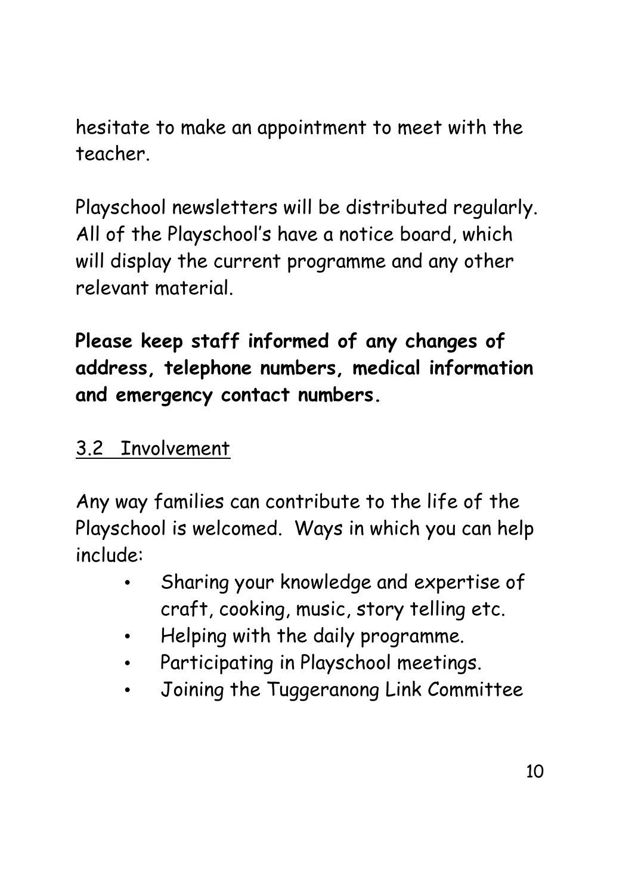hesitate to make an appointment to meet with the teacher.

Playschool newsletters will be distributed regularly. All of the Playschool's have a notice board, which will display the current programme and any other relevant material.

**Please keep staff informed of any changes of address, telephone numbers, medical information and emergency contact numbers.**

## 3.2 Involvement

Any way families can contribute to the life of the Playschool is welcomed. Ways in which you can help include:

- Sharing your knowledge and expertise of craft, cooking, music, story telling etc.
- Helping with the daily programme.
- Participating in Playschool meetings.
- Joining the Tuggeranong Link Committee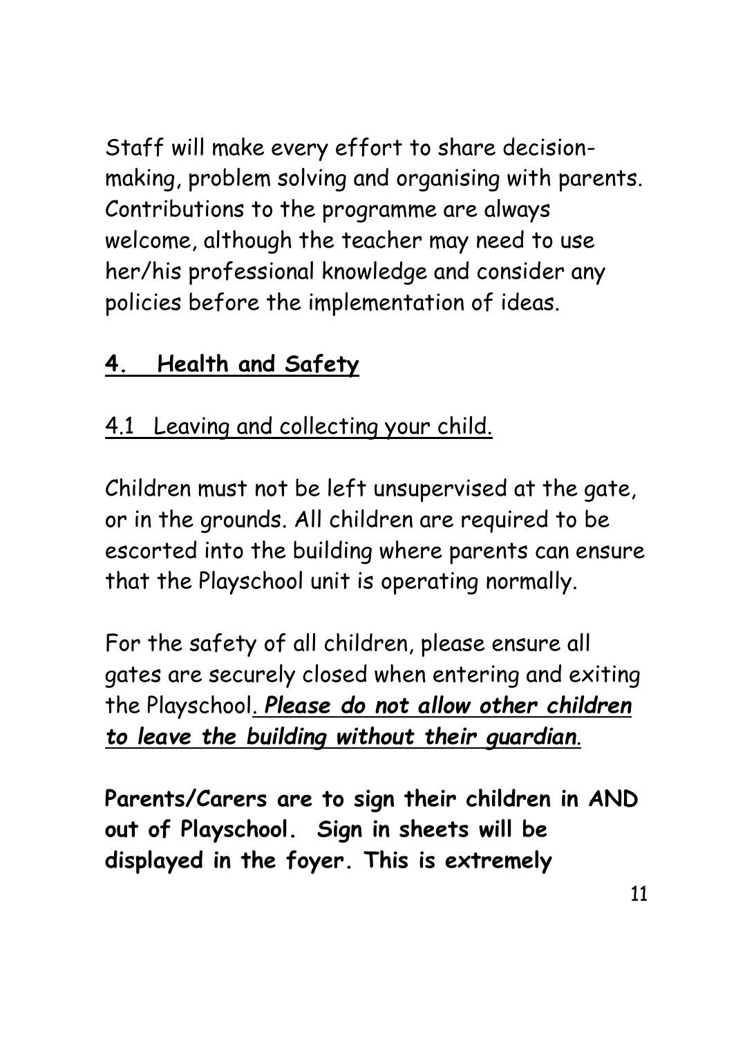Staff will make every effort to share decision-making, problem solving and organising with parents. Contributions to the programme are always welcome, although the teacher may need to use her/his professional knowledge and consider any policies before the implementation of ideas.

## 4. Health and Safety

### 4.1 Leaving and collecting your child.

Children must not be left unsupervised at the gate, or in the grounds. All children are required to be escorted into the building where parents can ensure that the Playschool unit is operating normally.

For the safety of all children, please ensure all gates are securely closed when entering and exiting the Playschool. ***Please do not allow other children to leave the building without their guardian***.

**Parents/Carers are to sign their children in AND out of Playschool. Sign in sheets will be displayed in the foyer. This is extremely**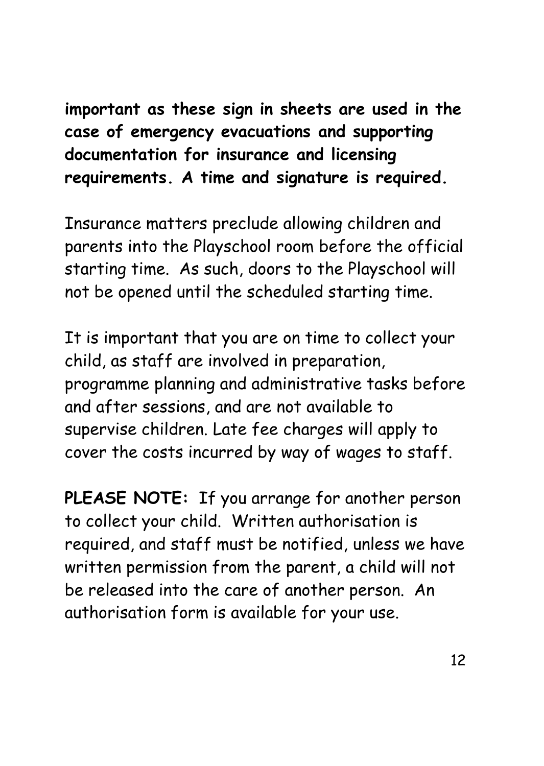**important as these sign in sheets are used in the case of emergency evacuations and supporting documentation for insurance and licensing requirements. A time and signature is required.**

Insurance matters preclude allowing children and parents into the Playschool room before the official starting time. As such, doors to the Playschool will not be opened until the scheduled starting time.

It is important that you are on time to collect your child, as staff are involved in preparation, programme planning and administrative tasks before and after sessions, and are not available to supervise children. Late fee charges will apply to cover the costs incurred by way of wages to staff.

**PLEASE NOTE:** If you arrange for another person to collect your child. Written authorisation is required, and staff must be notified, unless we have written permission from the parent, a child will not be released into the care of another person. An authorisation form is available for your use.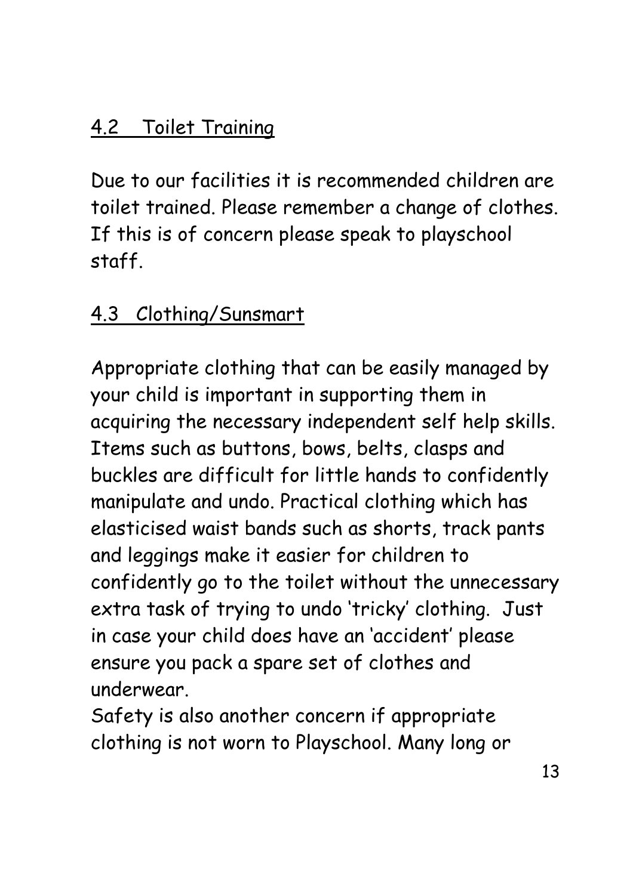## 4.2 Toilet Training

Due to our facilities it is recommended children are toilet trained. Please remember a change of clothes. If this is of concern please speak to playschool staff.

## 4.3 Clothing/Sunsmart

Appropriate clothing that can be easily managed by your child is important in supporting them in acquiring the necessary independent self help skills. Items such as buttons, bows, belts, clasps and buckles are difficult for little hands to confidently manipulate and undo. Practical clothing which has elasticised waist bands such as shorts, track pants and leggings make it easier for children to confidently go to the toilet without the unnecessary extra task of trying to undo 'tricky' clothing. Just in case your child does have an 'accident' please ensure you pack a spare set of clothes and underwear.

Safety is also another concern if appropriate clothing is not worn to Playschool. Many long or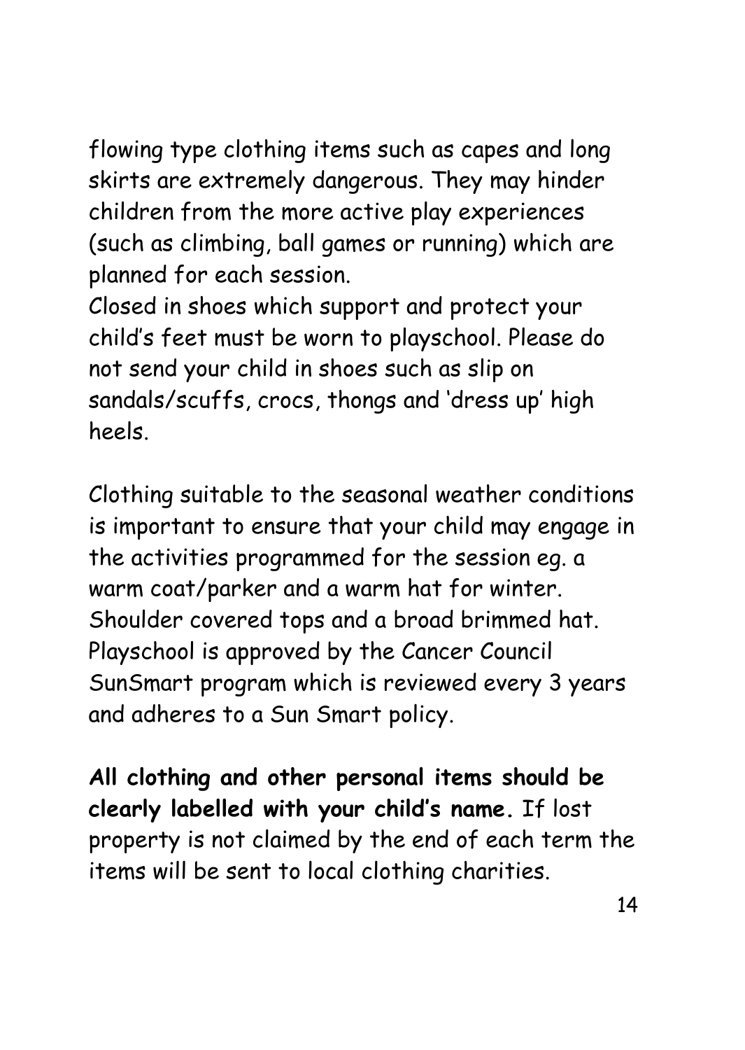flowing type clothing items such as capes and long skirts are extremely dangerous. They may hinder children from the more active play experiences (such as climbing, ball games or running) which are planned for each session.
Closed in shoes which support and protect your child's feet must be worn to playschool. Please do not send your child in shoes such as slip on sandals/scuffs, crocs, thongs and 'dress up' high heels.

Clothing suitable to the seasonal weather conditions is important to ensure that your child may engage in the activities programmed for the session eg. a warm coat/parker and a warm hat for winter. Shoulder covered tops and a broad brimmed hat. Playschool is approved by the Cancer Council SunSmart program which is reviewed every 3 years and adheres to a Sun Smart policy.

**All clothing and other personal items should be clearly labelled with your child's name.** If lost property is not claimed by the end of each term the items will be sent to local clothing charities.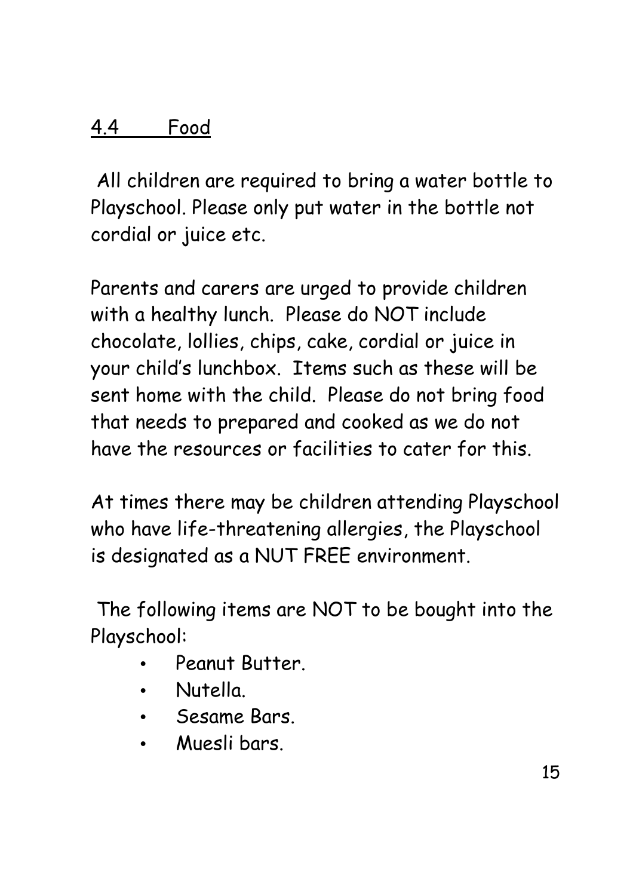## 4.4 Food

All children are required to bring a water bottle to Playschool. Please only put water in the bottle not cordial or juice etc.

Parents and carers are urged to provide children with a healthy lunch. Please do NOT include chocolate, lollies, chips, cake, cordial or juice in your child's lunchbox. Items such as these will be sent home with the child. Please do not bring food that needs to prepared and cooked as we do not have the resources or facilities to cater for this.

At times there may be children attending Playschool who have life-threatening allergies, the Playschool is designated as a NUT FREE environment.

The following items are NOT to be bought into the Playschool:

- Peanut Butter.
- Nutella.
- Sesame Bars.
- Muesli bars.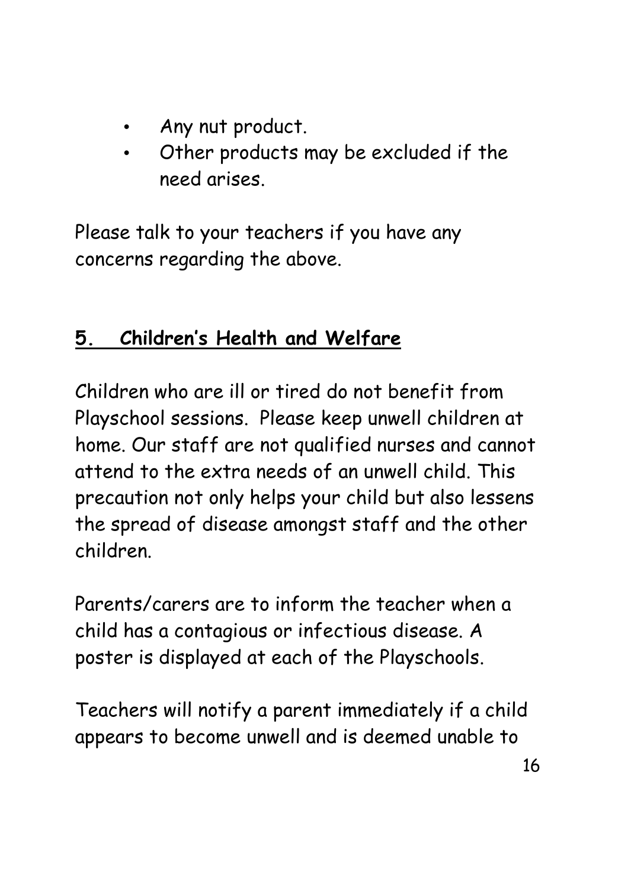- Any nut product.
- Other products may be excluded if the need arises.

Please talk to your teachers if you have any concerns regarding the above.

## 5. Children's Health and Welfare

Children who are ill or tired do not benefit from Playschool sessions. Please keep unwell children at home. Our staff are not qualified nurses and cannot attend to the extra needs of an unwell child. This precaution not only helps your child but also lessens the spread of disease amongst staff and the other children.

Parents/carers are to inform the teacher when a child has a contagious or infectious disease. A poster is displayed at each of the Playschools.

Teachers will notify a parent immediately if a child appears to become unwell and is deemed unable to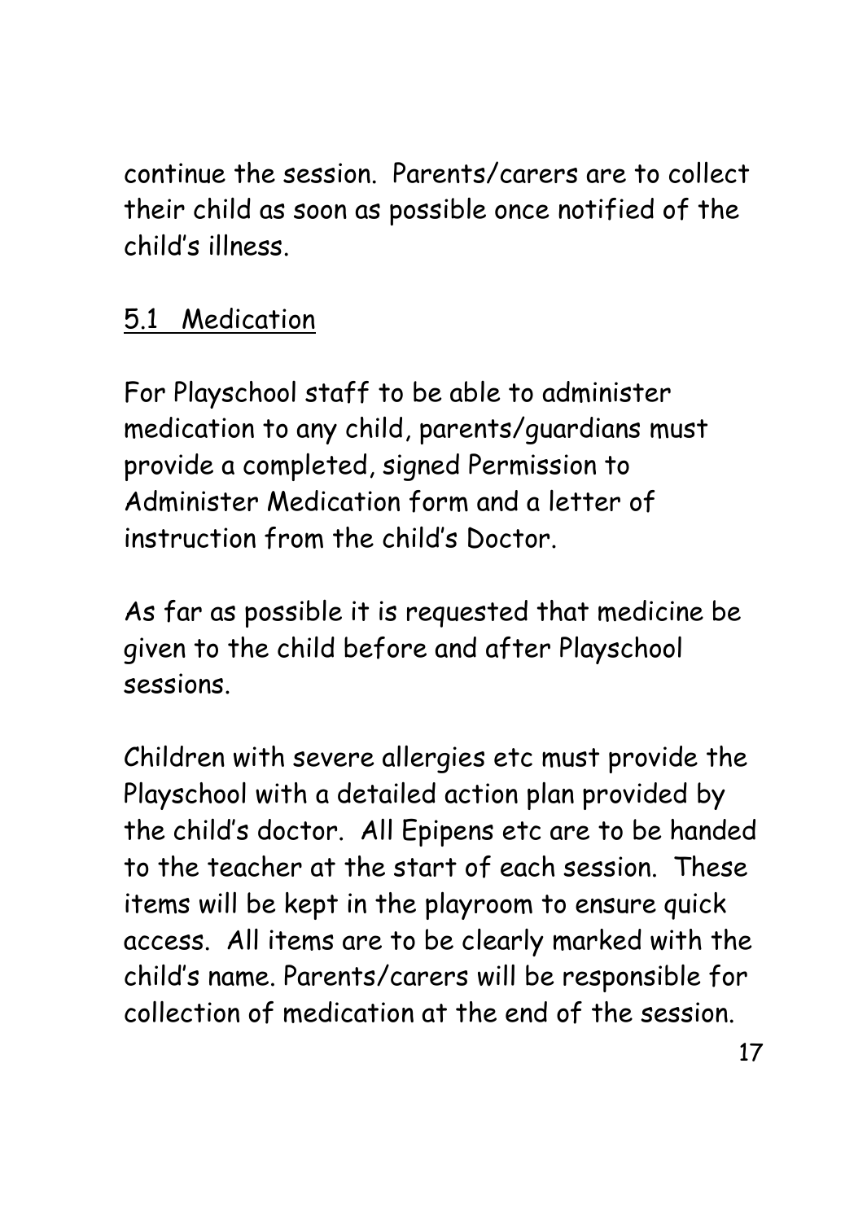continue the session. Parents/carers are to collect their child as soon as possible once notified of the child's illness.

## 5.1 Medication

For Playschool staff to be able to administer medication to any child, parents/guardians must provide a completed, signed Permission to Administer Medication form and a letter of instruction from the child's Doctor.

As far as possible it is requested that medicine be given to the child before and after Playschool sessions.

Children with severe allergies etc must provide the Playschool with a detailed action plan provided by the child's doctor. All Epipens etc are to be handed to the teacher at the start of each session. These items will be kept in the playroom to ensure quick access. All items are to be clearly marked with the child's name. Parents/carers will be responsible for collection of medication at the end of the session.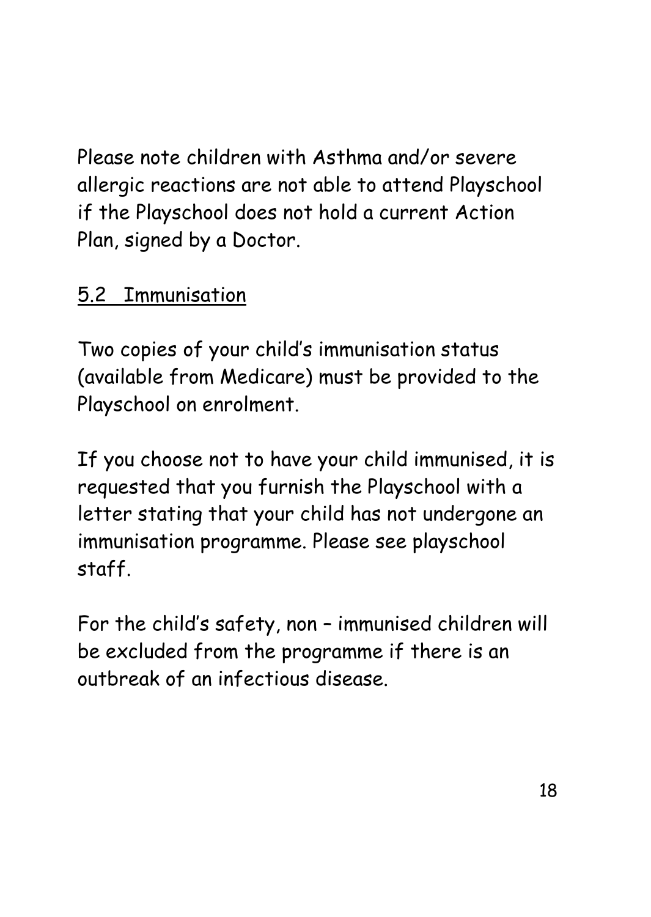Please note children with Asthma and/or severe allergic reactions are not able to attend Playschool if the Playschool does not hold a current Action Plan, signed by a Doctor.

## 5.2 Immunisation

Two copies of your child's immunisation status (available from Medicare) must be provided to the Playschool on enrolment.

If you choose not to have your child immunised, it is requested that you furnish the Playschool with a letter stating that your child has not undergone an immunisation programme. Please see playschool staff.

For the child's safety, non – immunised children will be excluded from the programme if there is an outbreak of an infectious disease.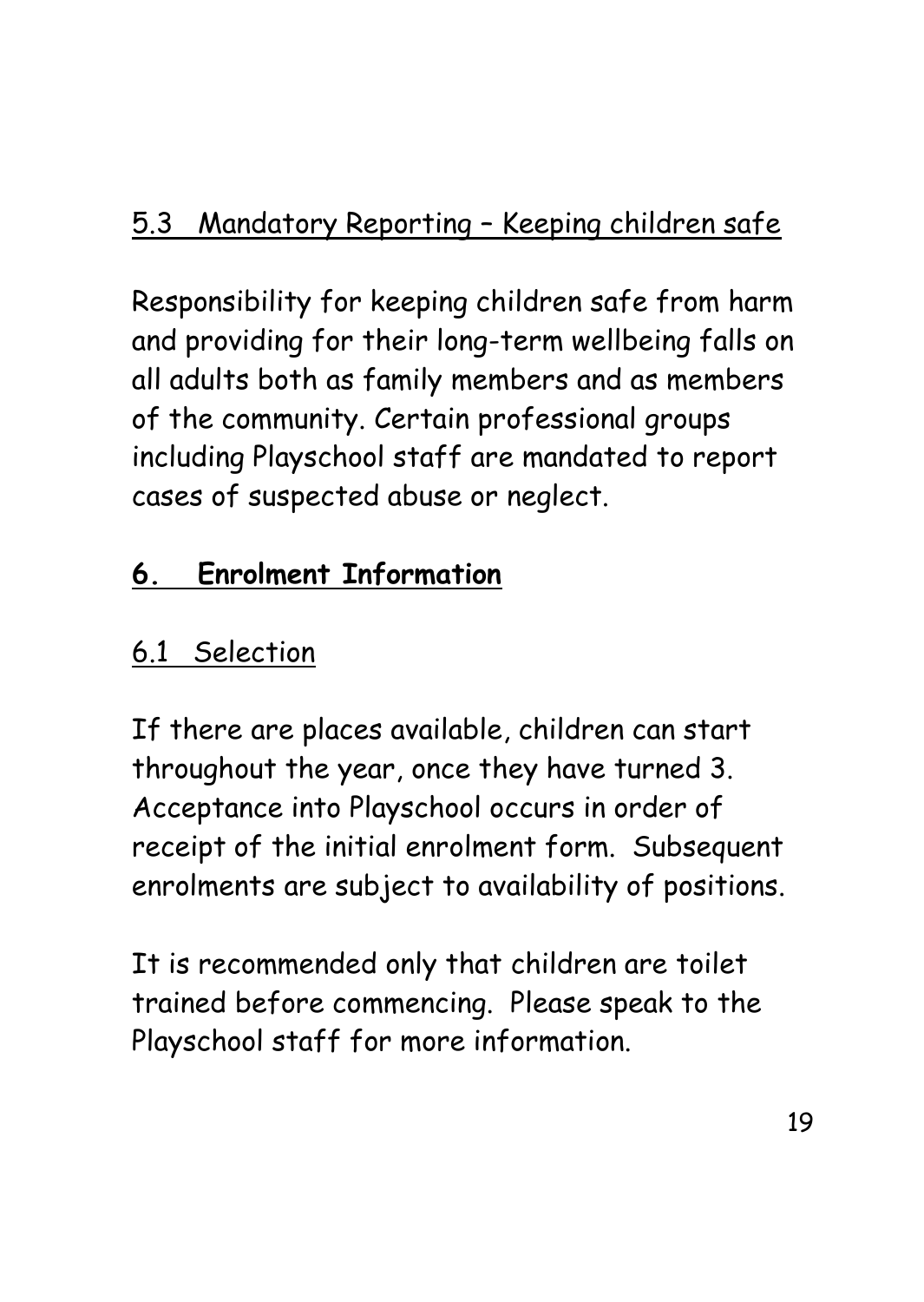### 5.3 Mandatory Reporting – Keeping children safe

Responsibility for keeping children safe from harm and providing for their long-term wellbeing falls on all adults both as family members and as members of the community. Certain professional groups including Playschool staff are mandated to report cases of suspected abuse or neglect.

## 6. Enrolment Information

### 6.1 Selection

If there are places available, children can start throughout the year, once they have turned 3. Acceptance into Playschool occurs in order of receipt of the initial enrolment form. Subsequent enrolments are subject to availability of positions.

It is recommended only that children are toilet trained before commencing. Please speak to the Playschool staff for more information.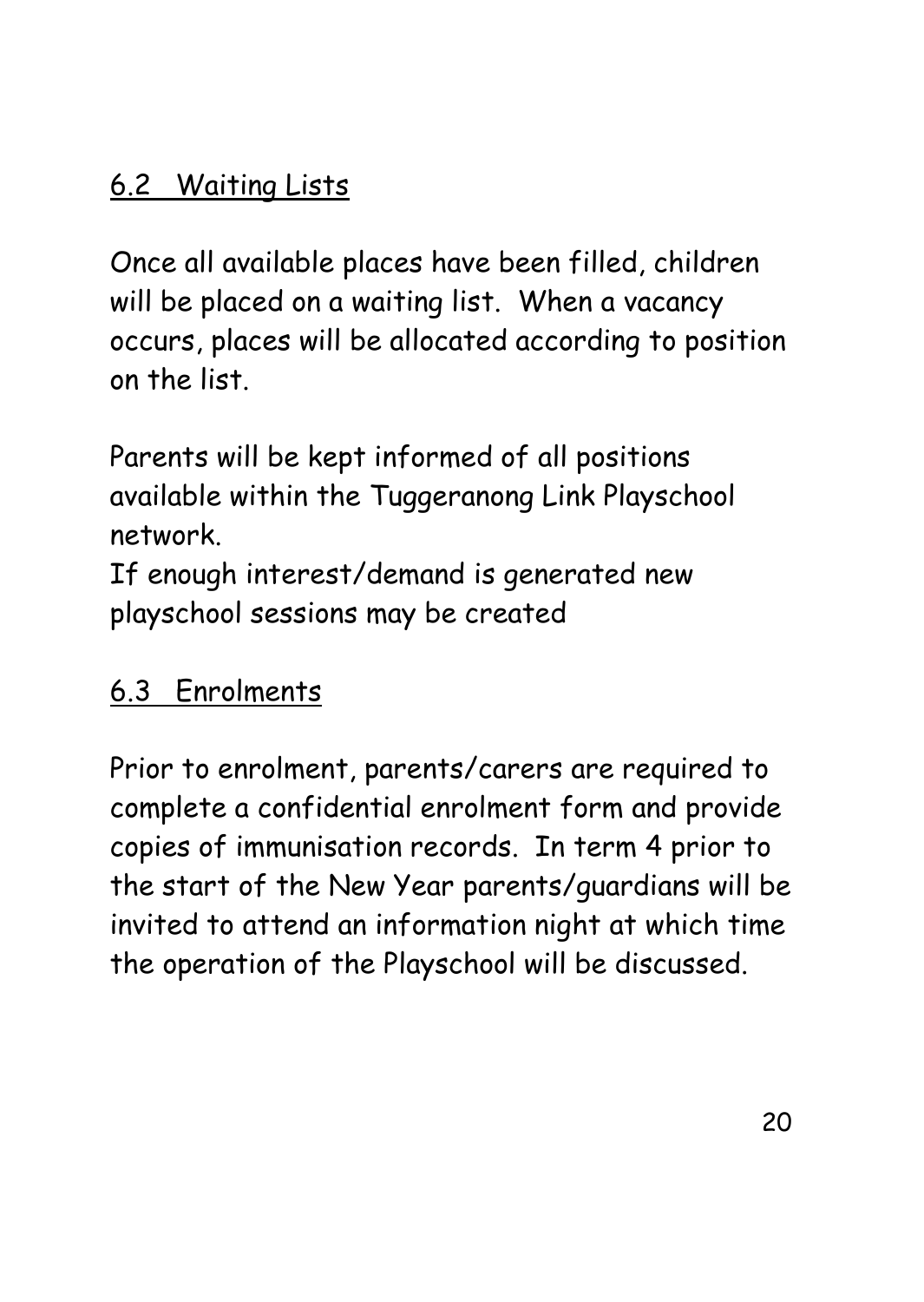## 6.2 Waiting Lists

Once all available places have been filled, children will be placed on a waiting list. When a vacancy occurs, places will be allocated according to position on the list.

Parents will be kept informed of all positions available within the Tuggeranong Link Playschool network.

If enough interest/demand is generated new playschool sessions may be created

## 6.3 Enrolments

Prior to enrolment, parents/carers are required to complete a confidential enrolment form and provide copies of immunisation records. In term 4 prior to the start of the New Year parents/guardians will be invited to attend an information night at which time the operation of the Playschool will be discussed.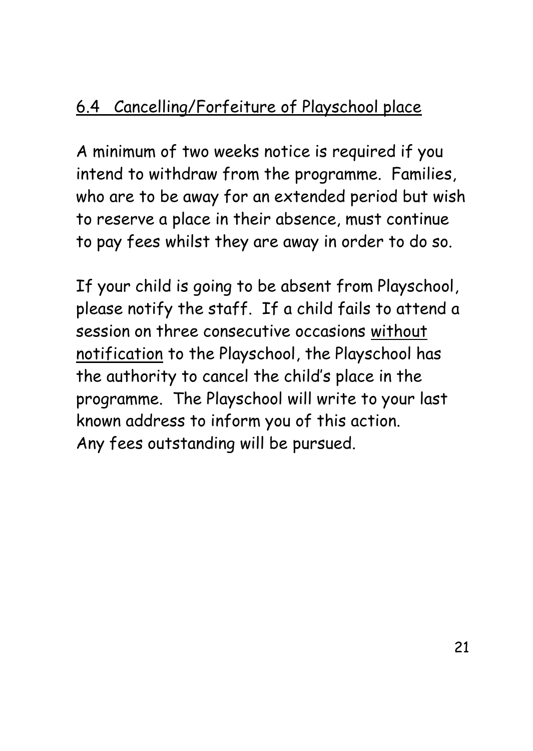## 6.4 Cancelling/Forfeiture of Playschool place

A minimum of two weeks notice is required if you intend to withdraw from the programme. Families, who are to be away for an extended period but wish to reserve a place in their absence, must continue to pay fees whilst they are away in order to do so.

If your child is going to be absent from Playschool, please notify the staff. If a child fails to attend a session on three consecutive occasions <u>without notification</u> to the Playschool, the Playschool has the authority to cancel the child's place in the programme. The Playschool will write to your last known address to inform you of this action.
Any fees outstanding will be pursued.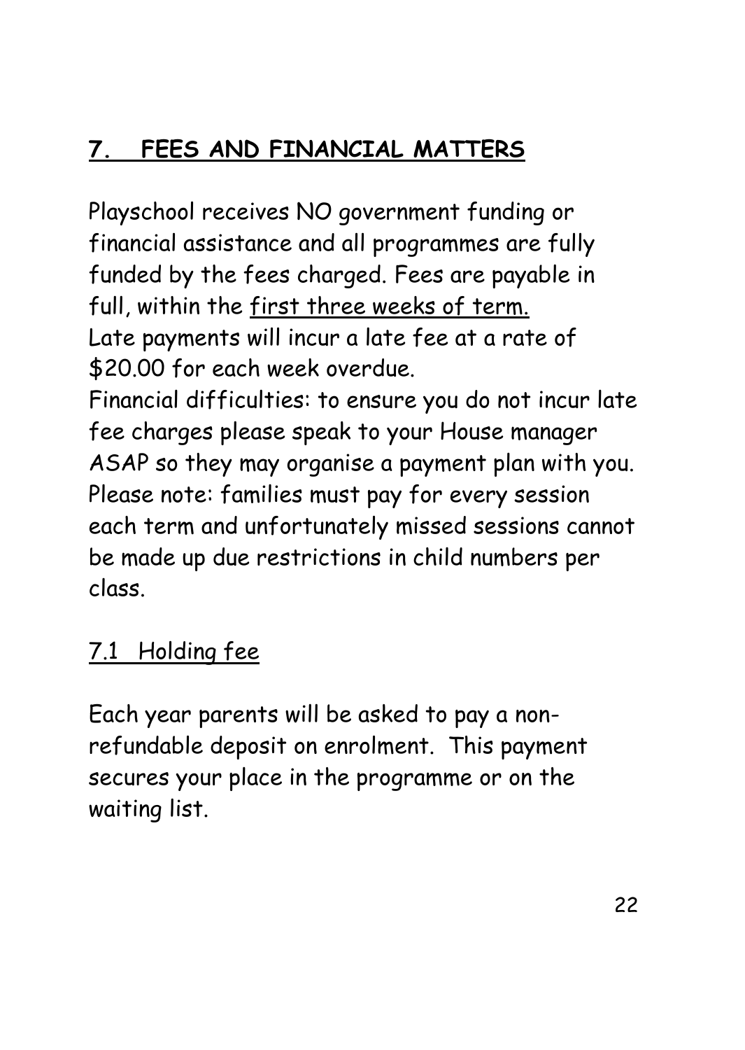## 7. FEES AND FINANCIAL MATTERS

Playschool receives NO government funding or financial assistance and all programmes are fully funded by the fees charged. Fees are payable in full, within the first three weeks of term.
Late payments will incur a late fee at a rate of $20.00 for each week overdue.
Financial difficulties: to ensure you do not incur late fee charges please speak to your House manager ASAP so they may organise a payment plan with you.
Please note: families must pay for every session each term and unfortunately missed sessions cannot be made up due restrictions in child numbers per class.

### 7.1 Holding fee

Each year parents will be asked to pay a non-refundable deposit on enrolment. This payment secures your place in the programme or on the waiting list.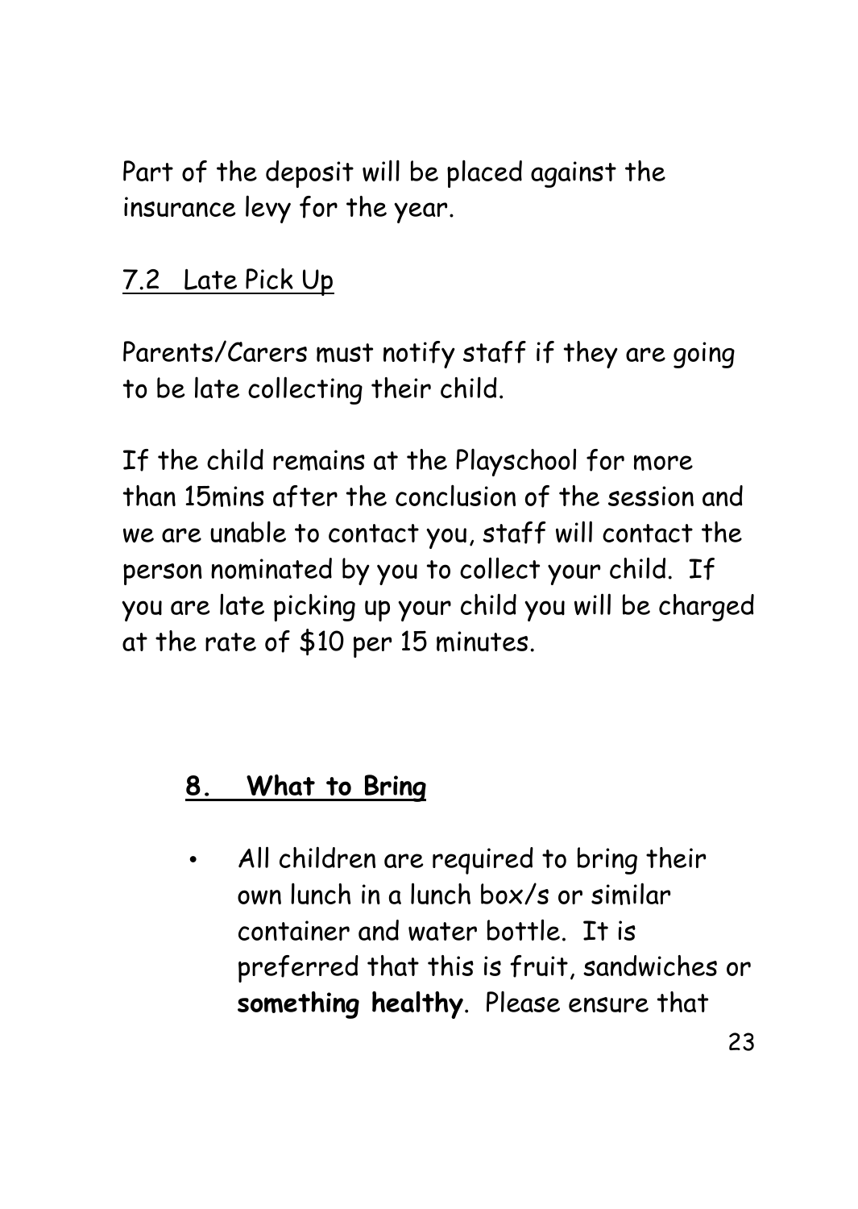Part of the deposit will be placed against the insurance levy for the year.

### 7.2 Late Pick Up

Parents/Carers must notify staff if they are going to be late collecting their child.

If the child remains at the Playschool for more than 15mins after the conclusion of the session and we are unable to contact you, staff will contact the person nominated by you to collect your child. If you are late picking up your child you will be charged at the rate of $10 per 15 minutes.

## 8. What to Bring

- All children are required to bring their own lunch in a lunch box/s or similar container and water bottle. It is preferred that this is fruit, sandwiches or **something healthy**. Please ensure that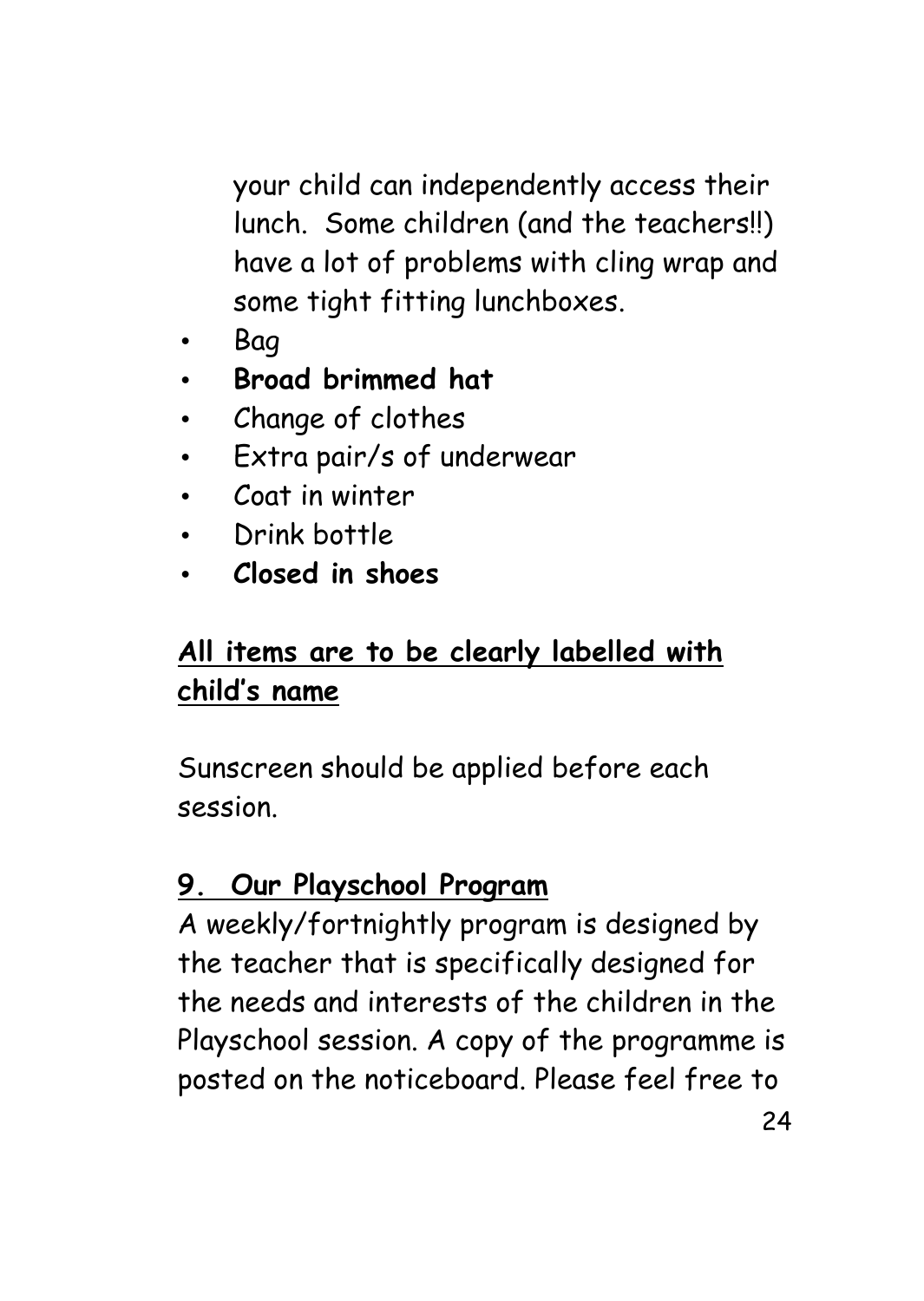your child can independently access their lunch. Some children (and the teachers!!) have a lot of problems with cling wrap and some tight fitting lunchboxes.

- Bag
- **Broad brimmed hat**
- Change of clothes
- Extra pair/s of underwear
- Coat in winter
- Drink bottle
- **Closed in shoes**

**<u>All items are to be clearly labelled with child's name</u>**

Sunscreen should be applied before each session.

## <u>9. Our Playschool Program</u>

A weekly/fortnightly program is designed by the teacher that is specifically designed for the needs and interests of the children in the Playschool session. A copy of the programme is posted on the noticeboard. Please feel free to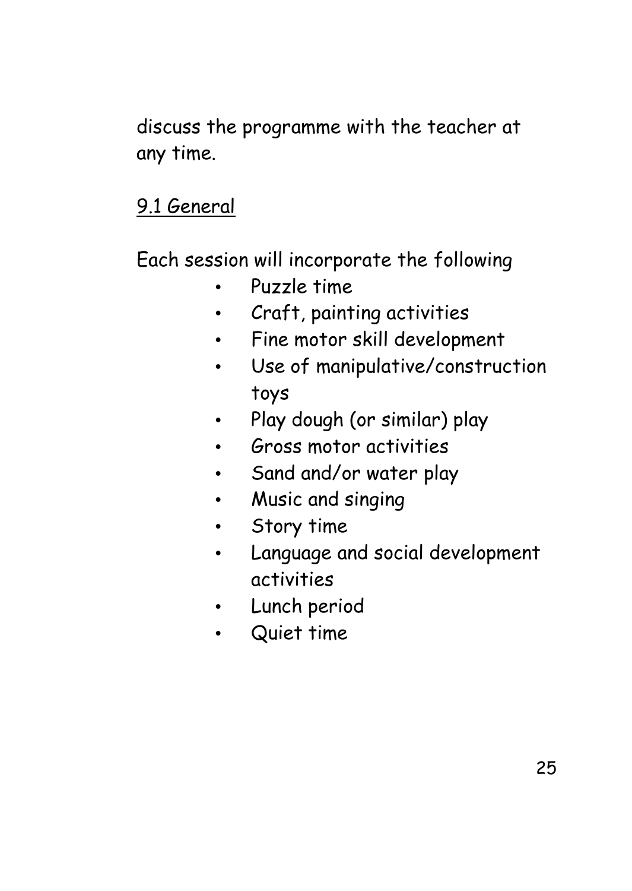discuss the programme with the teacher at any time.

## 9.1 General

Each session will incorporate the following

- Puzzle time
- Craft, painting activities
- Fine motor skill development
- Use of manipulative/construction toys
- Play dough (or similar) play
- Gross motor activities
- Sand and/or water play
- Music and singing
- Story time
- Language and social development activities
- Lunch period
- Quiet time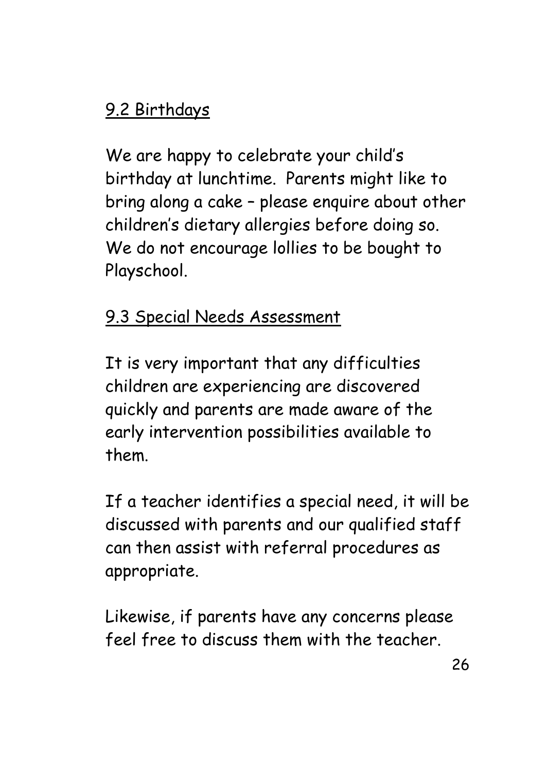## 9.2 Birthdays

We are happy to celebrate your child's birthday at lunchtime. Parents might like to bring along a cake – please enquire about other children's dietary allergies before doing so. We do not encourage lollies to be bought to Playschool.

## 9.3 Special Needs Assessment

It is very important that any difficulties children are experiencing are discovered quickly and parents are made aware of the early intervention possibilities available to them.

If a teacher identifies a special need, it will be discussed with parents and our qualified staff can then assist with referral procedures as appropriate.

Likewise, if parents have any concerns please feel free to discuss them with the teacher.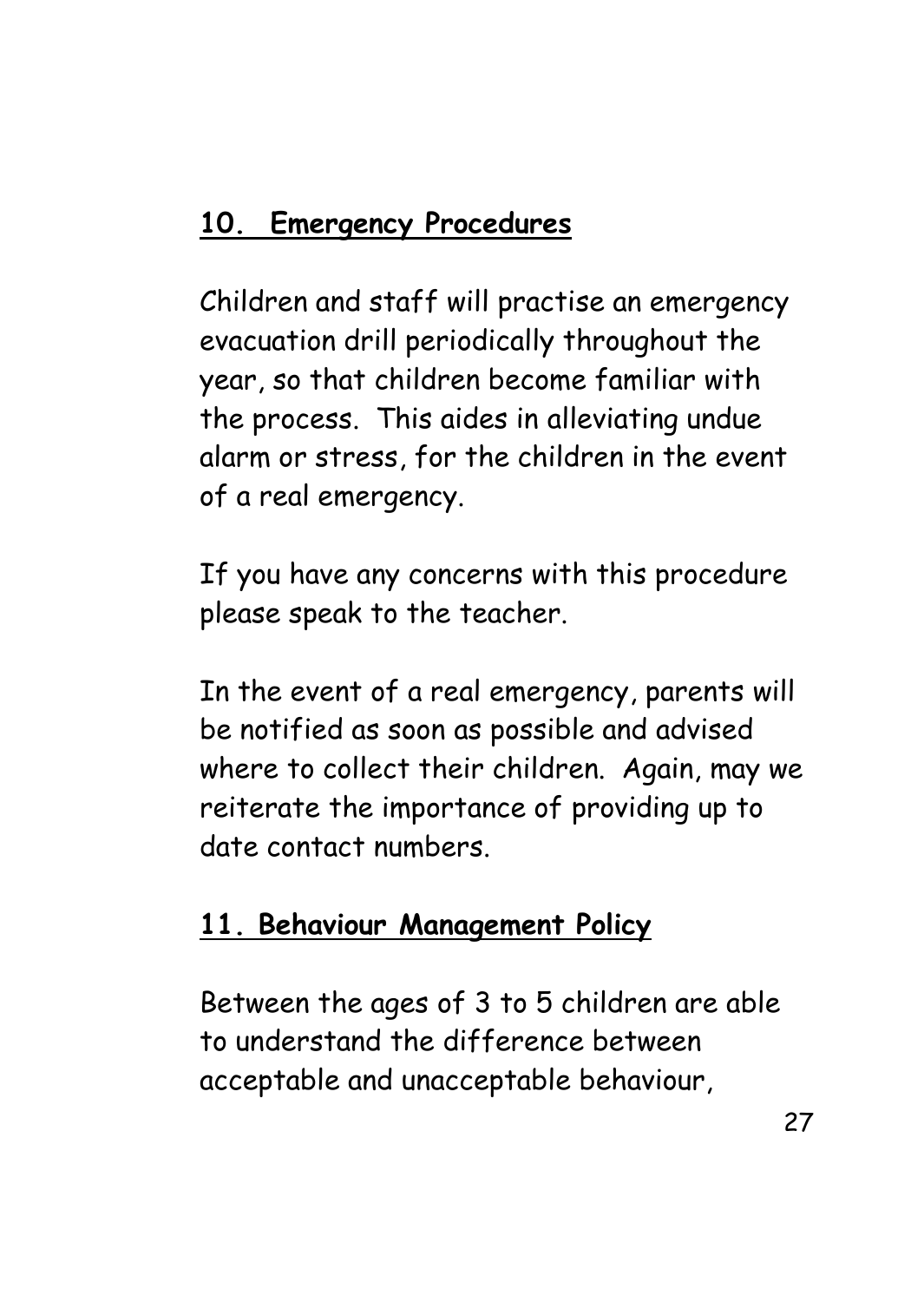## 10. Emergency Procedures

Children and staff will practise an emergency evacuation drill periodically throughout the year, so that children become familiar with the process. This aides in alleviating undue alarm or stress, for the children in the event of a real emergency.

If you have any concerns with this procedure please speak to the teacher.

In the event of a real emergency, parents will be notified as soon as possible and advised where to collect their children. Again, may we reiterate the importance of providing up to date contact numbers.

## 11. Behaviour Management Policy

Between the ages of 3 to 5 children are able to understand the difference between acceptable and unacceptable behaviour,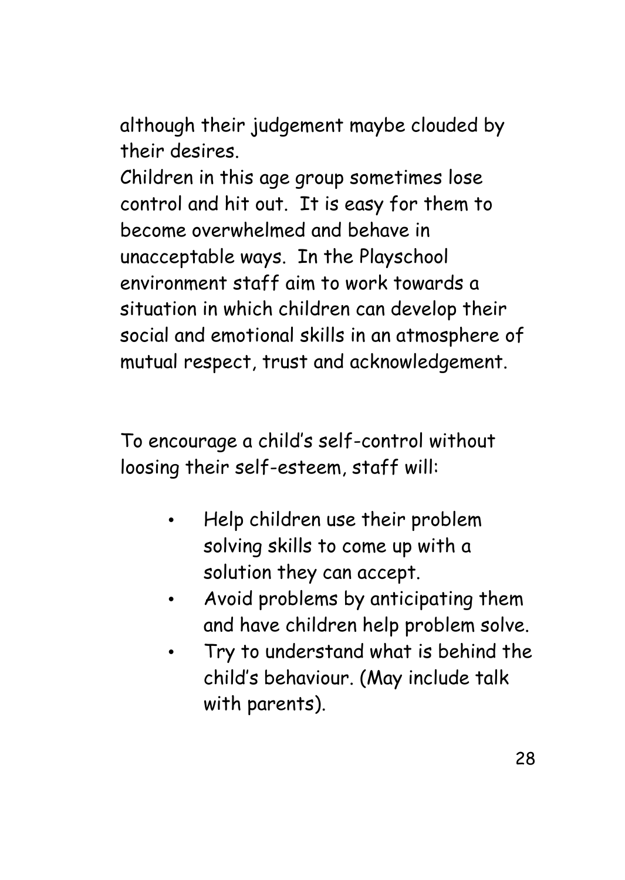although their judgement maybe clouded by their desires.

Children in this age group sometimes lose control and hit out. It is easy for them to become overwhelmed and behave in unacceptable ways. In the Playschool environment staff aim to work towards a situation in which children can develop their social and emotional skills in an atmosphere of mutual respect, trust and acknowledgement.

To encourage a child's self-control without loosing their self-esteem, staff will:

- Help children use their problem solving skills to come up with a solution they can accept.
- Avoid problems by anticipating them and have children help problem solve.
- Try to understand what is behind the child's behaviour. (May include talk with parents).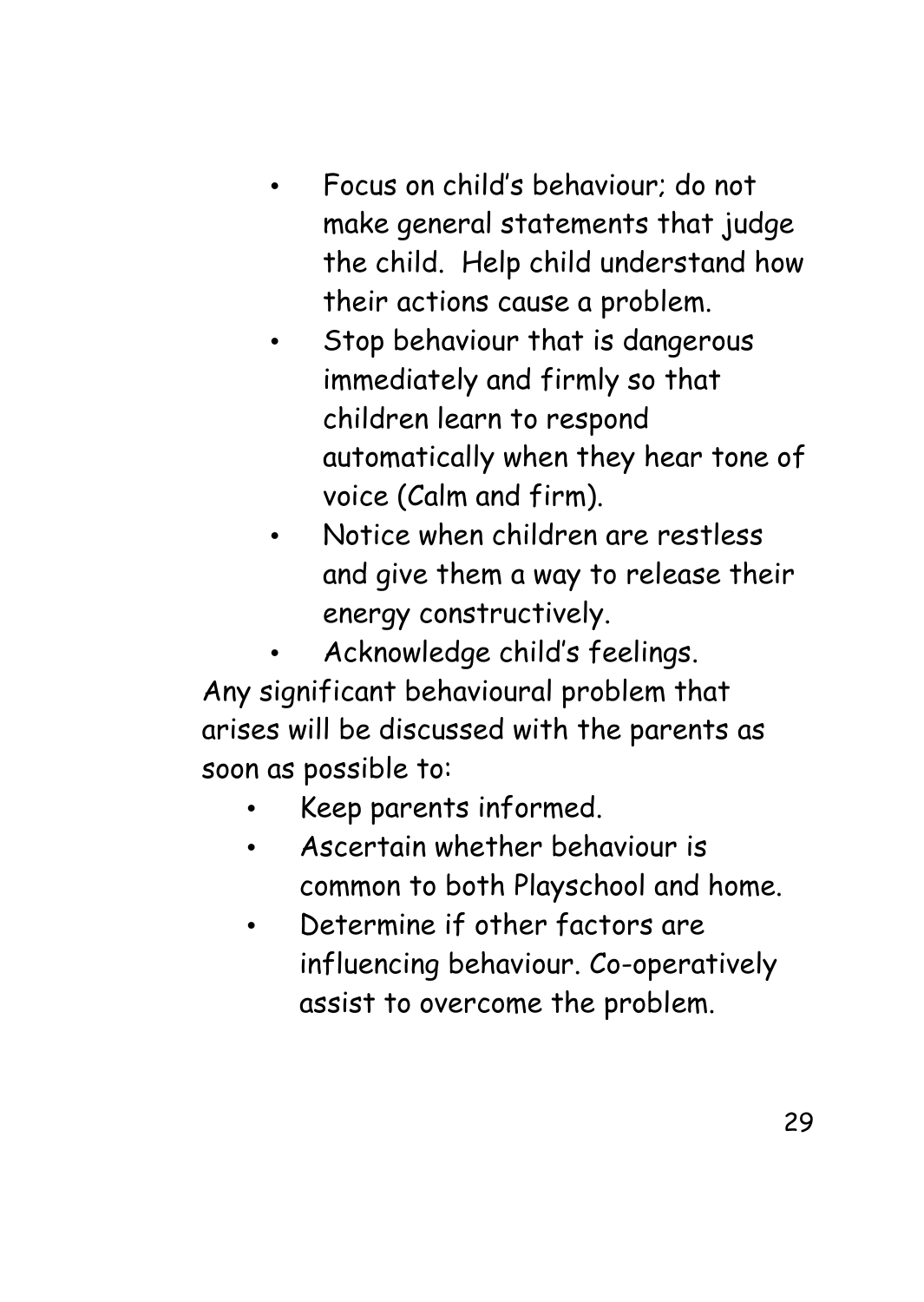- Focus on child's behaviour; do not make general statements that judge the child.  Help child understand how their actions cause a problem.
- Stop behaviour that is dangerous immediately and firmly so that children learn to respond automatically when they hear tone of voice (Calm and firm).
- Notice when children are restless and give them a way to release their energy constructively.
- Acknowledge child's feelings.

Any significant behavioural problem that arises will be discussed with the parents as soon as possible to:

- Keep parents informed.
- Ascertain whether behaviour is common to both Playschool and home.
- Determine if other factors are influencing behaviour. Co-operatively assist to overcome the problem.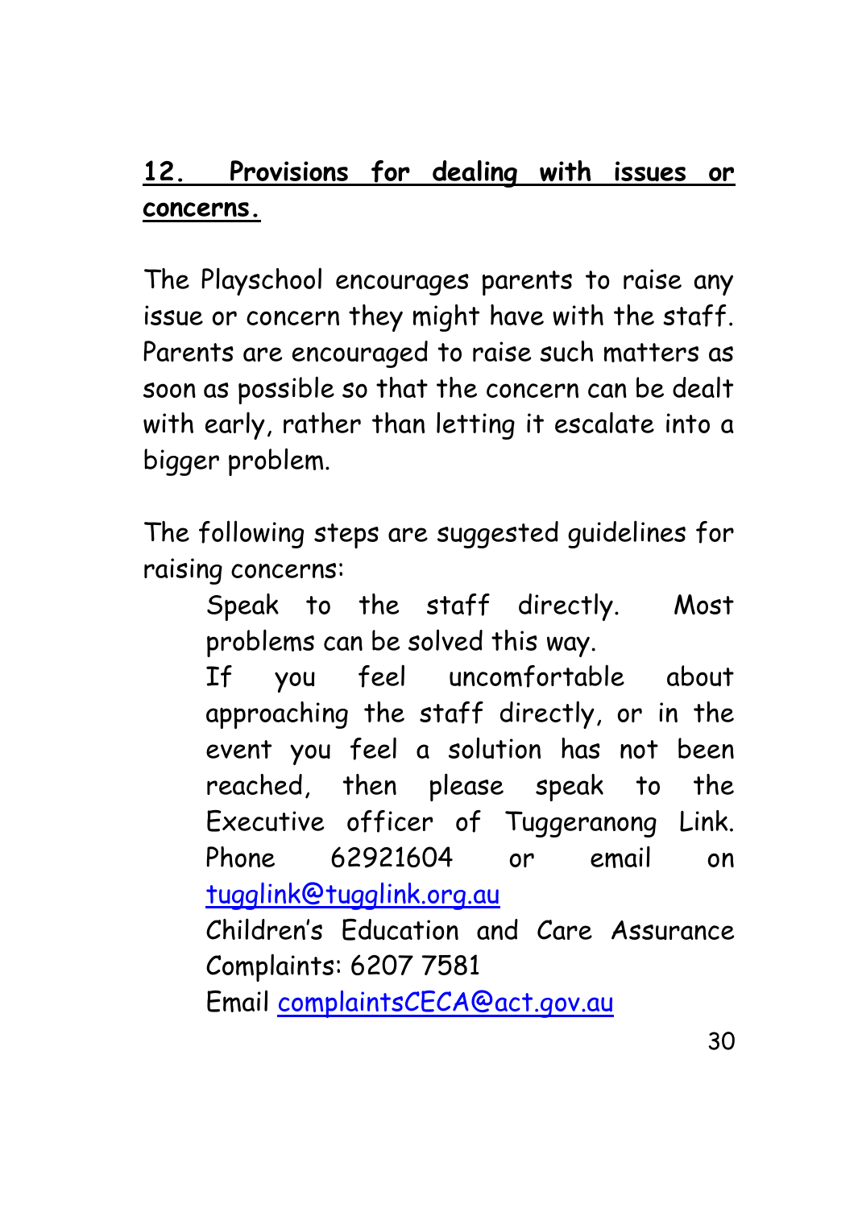## 12. Provisions for dealing with issues or concerns.

The Playschool encourages parents to raise any issue or concern they might have with the staff. Parents are encouraged to raise such matters as soon as possible so that the concern can be dealt with early, rather than letting it escalate into a bigger problem.

The following steps are suggested guidelines for raising concerns:

- Speak to the staff directly. Most problems can be solved this way.
- If you feel uncomfortable about approaching the staff directly, or in the event you feel a solution has not been reached, then please speak to the Executive officer of Tuggeranong Link. Phone 62921604 or email on tugglink@tugglink.org.au
- Children's Education and Care Assurance Complaints: 6207 7581
  Email complaintsCECA@act.gov.au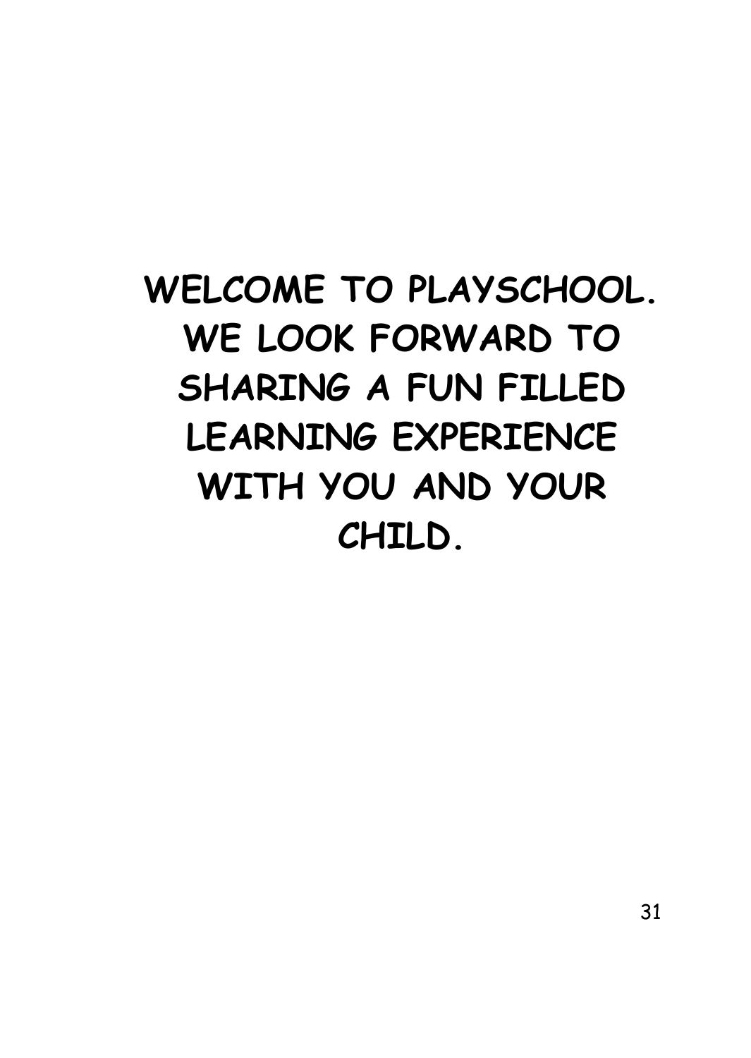**WELCOME TO PLAYSCHOOL. WE LOOK FORWARD TO SHARING A FUN FILLED LEARNING EXPERIENCE WITH YOU AND YOUR CHILD.**